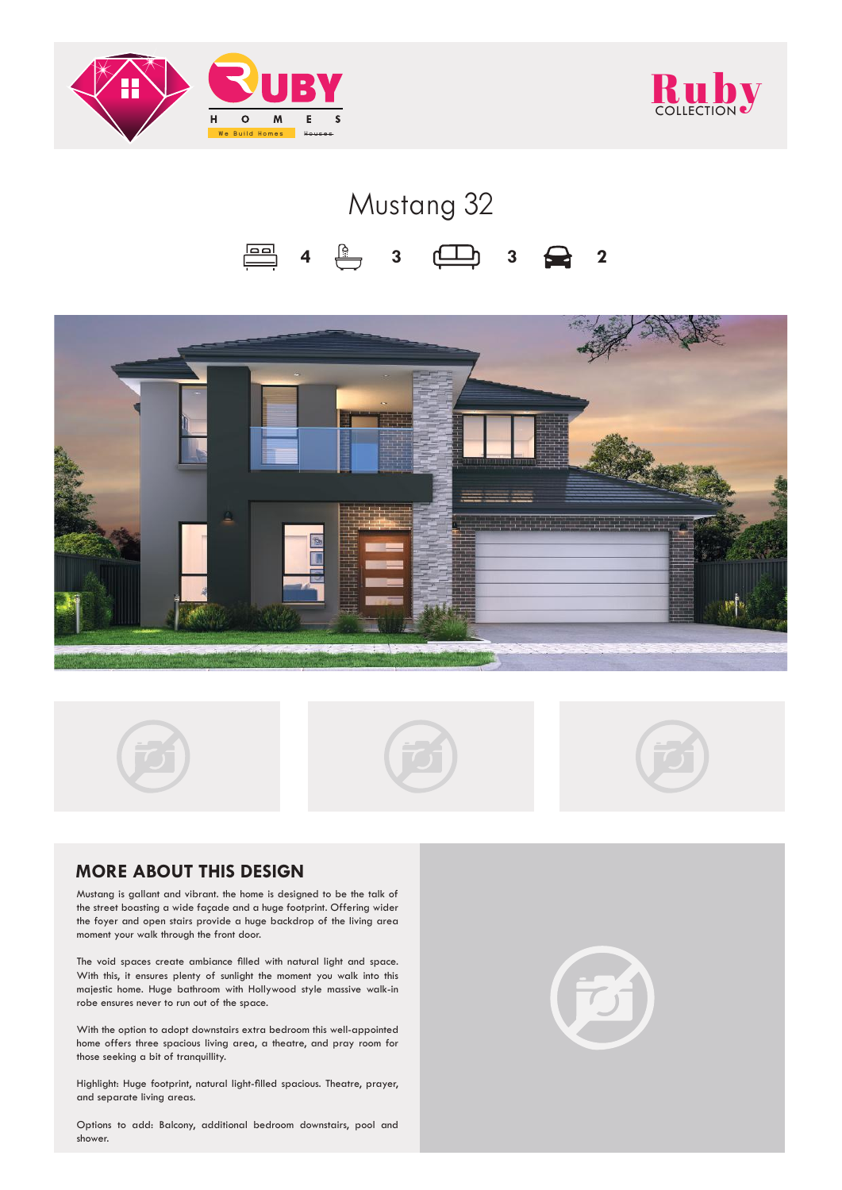# Mustang 32

4 | 3 | 3 | 2

## MORE ABOUT THIS DESIGN

Mustang is gallant and vibrant. the home is designed to be the talk of the street boasting a wide façade and a huge footprint. Offering wider the foyer and open stairs provide a huge backdrop of the living area moment your walk through the front door.

The void spaces create ambiance filled with natural light and space. With this, it ensures plenty of sunlight the moment you walk into this majestic home. Huge bathroom with Hollywood style massive walk-in robe ensures never to run out of the space.

With the option to adopt downstairs extra bedroom this well-appointed home offers three spacious living area, a theatre, and pray room for those seeking a bit of tranquillity.

Highlight: Huge footprint, natural light-filled spacious. Theatre, prayer, and separate living areas.

Options to add: Balcony, additional bedroom downstairs, pool and shower.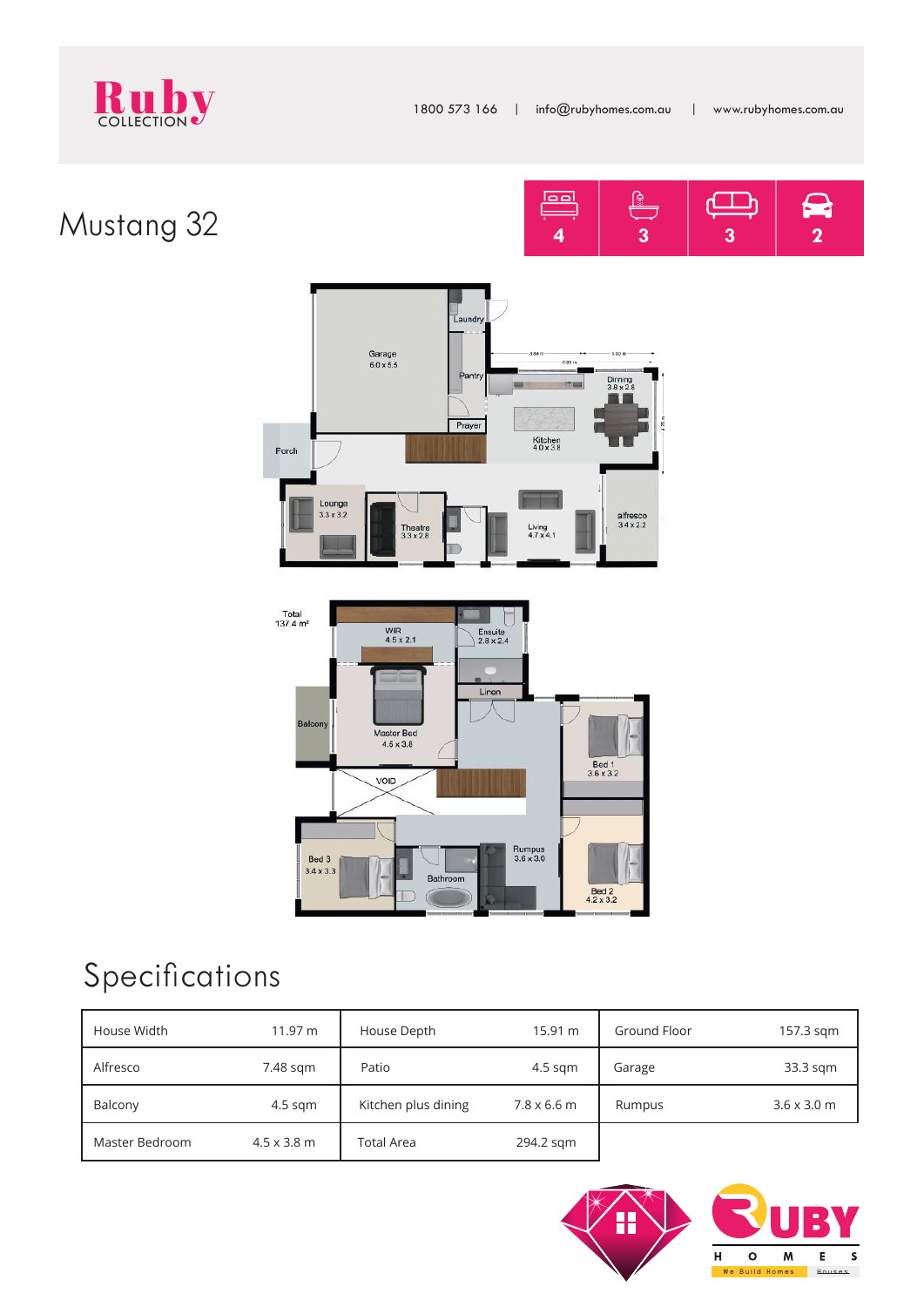# Mustang 32

4 | 3 | 3 | 2

Garage 6.0 x 5.5

Laundry

Pantry

Prayer

Dinning 3.8 x 2.8

Kitchen 4.0 x 3.8

Porch

Lounge 3.3 x 3.2

Theatre 3.3 x 2.8

Living 4.7 x 4.1

alfresco 3.4 x 2.2

Total 137.4 m²

WIR 4.5 x 2.1

Ensuite 2.8 x 2.4

Linen

Balcony

Master Bed 4.5 x 3.8

VOID

Bed 1 3.6 x 3.2

Bed 3 3.4 x 3.3

Bathroom

Rumpus 3.6 x 3.0

Bed 2 4.2 x 3.2

## Specifications

| | | | | | |
|---|---|---|---|---|---|
| House Width | 11.97 m | House Depth | 15.91 m | Ground Floor | 157.3 sqm |
| Alfresco | 7.48 sqm | Patio | 4.5 sqm | Garage | 33.3 sqm |
| Balcony | 4.5 sqm | Kitchen plus dining | 7.8 x 6.6 m | Rumpus | 3.6 x 3.0 m |
| Master Bedroom | 4.5 x 3.8 m | Total Area | 294.2 sqm | | |